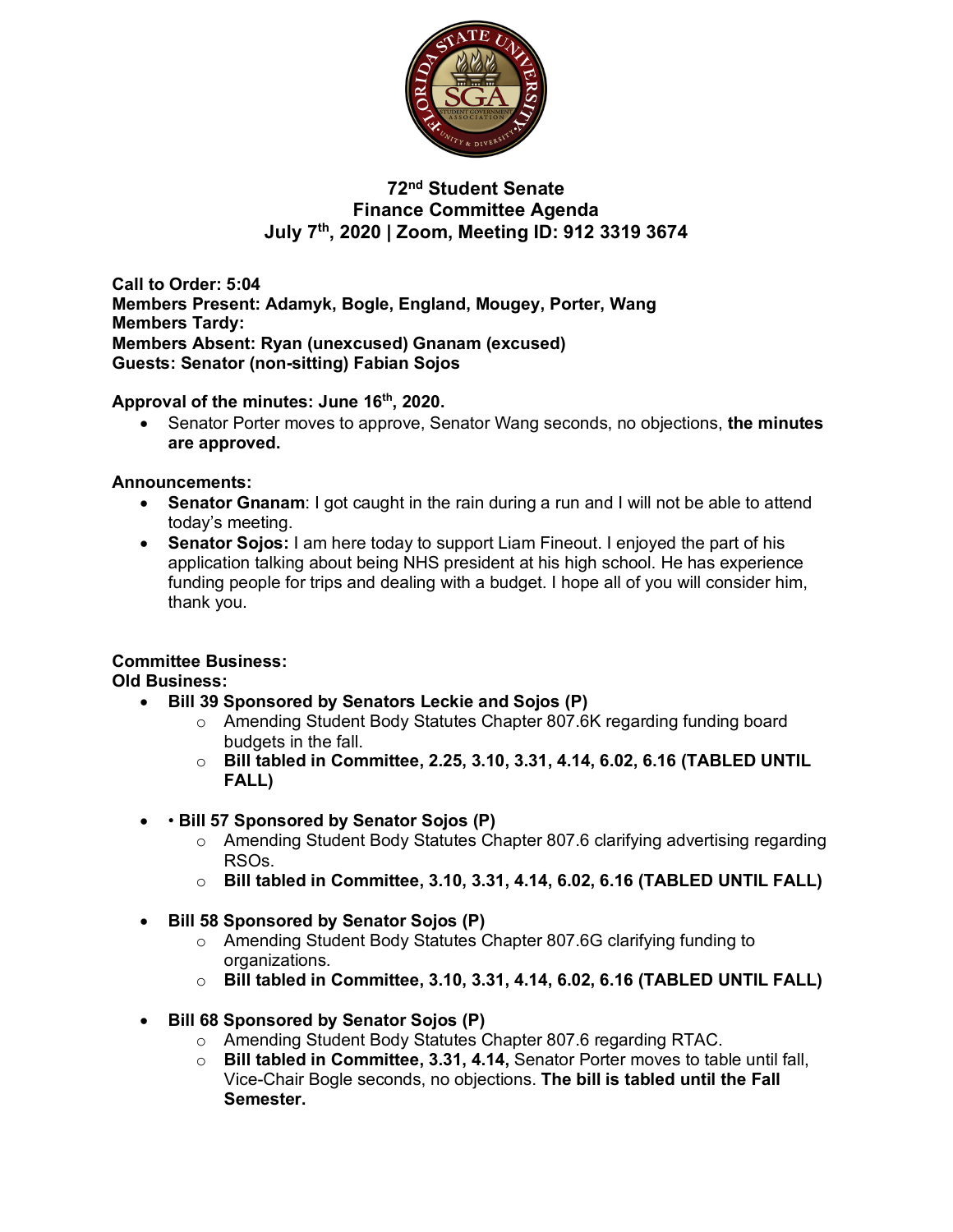# 72nd Student Senate
## Finance Committee Agenda
### July 7th, 2020 | Zoom, Meeting ID: 912 3319 3674

**Call to Order: 5:04**
**Members Present: Adamyk, Bogle, England, Mougey, Porter, Wang**
**Members Tardy:**
**Members Absent: Ryan (unexcused) Gnanam (excused)**
**Guests: Senator (non-sitting) Fabian Sojos**

**Approval of the minutes: June 16th, 2020.**

- Senator Porter moves to approve, Senator Wang seconds, no objections, **the minutes are approved.**

**Announcements:**

- **Senator Gnanam**: I got caught in the rain during a run and I will not be able to attend today's meeting.
- **Senator Sojos:** I am here today to support Liam Fineout. I enjoyed the part of his application talking about being NHS president at his high school. He has experience funding people for trips and dealing with a budget. I hope all of you will consider him, thank you.

**Committee Business:**
**Old Business:**

- **Bill 39 Sponsored by Senators Leckie and Sojos (P)**
  - Amending Student Body Statutes Chapter 807.6K regarding funding board budgets in the fall.
  - **Bill tabled in Committee, 2.25, 3.10, 3.31, 4.14, 6.02, 6.16 (TABLED UNTIL FALL)**
- • **Bill 57 Sponsored by Senator Sojos (P)**
  - Amending Student Body Statutes Chapter 807.6 clarifying advertising regarding RSOs.
  - **Bill tabled in Committee, 3.10, 3.31, 4.14, 6.02, 6.16 (TABLED UNTIL FALL)**
- **Bill 58 Sponsored by Senator Sojos (P)**
  - Amending Student Body Statutes Chapter 807.6G clarifying funding to organizations.
  - **Bill tabled in Committee, 3.10, 3.31, 4.14, 6.02, 6.16 (TABLED UNTIL FALL)**
- **Bill 68 Sponsored by Senator Sojos (P)**
  - Amending Student Body Statutes Chapter 807.6 regarding RTAC.
  - **Bill tabled in Committee, 3.31, 4.14,** Senator Porter moves to table until fall, Vice-Chair Bogle seconds, no objections. **The bill is tabled until the Fall Semester.**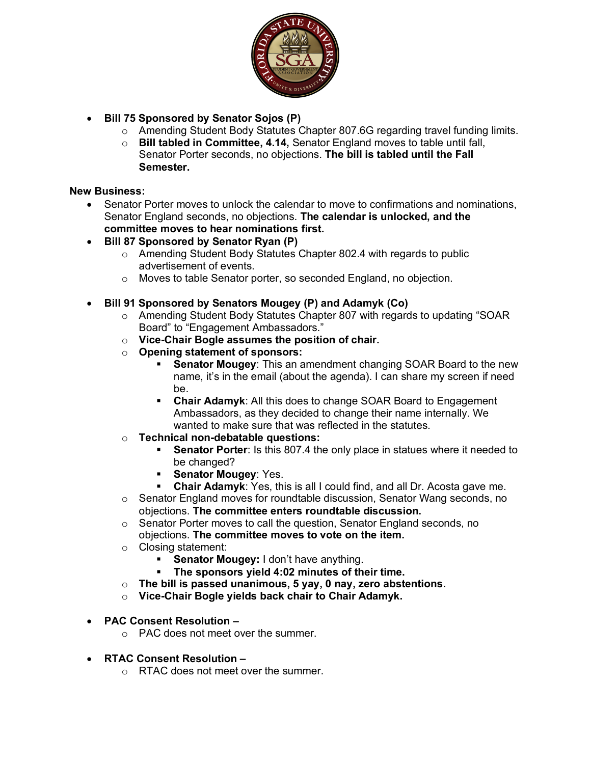- **Bill 75 Sponsored by Senator Sojos (P)**
  - Amending Student Body Statutes Chapter 807.6G regarding travel funding limits.
  - **Bill tabled in Committee, 4.14,** Senator England moves to table until fall, Senator Porter seconds, no objections. **The bill is tabled until the Fall Semester.**

**New Business:**

- Senator Porter moves to unlock the calendar to move to confirmations and nominations, Senator England seconds, no objections. **The calendar is unlocked, and the committee moves to hear nominations first.**
- **Bill 87 Sponsored by Senator Ryan (P)**
  - Amending Student Body Statutes Chapter 802.4 with regards to public advertisement of events.
  - Moves to table Senator porter, so seconded England, no objection.

- **Bill 91 Sponsored by Senators Mougey (P) and Adamyk (Co)**
  - Amending Student Body Statutes Chapter 807 with regards to updating "SOAR Board" to "Engagement Ambassadors."
  - **Vice-Chair Bogle assumes the position of chair.**
  - **Opening statement of sponsors:**
    - **Senator Mougey**: This an amendment changing SOAR Board to the new name, it's in the email (about the agenda). I can share my screen if need be.
    - **Chair Adamyk**: All this does to change SOAR Board to Engagement Ambassadors, as they decided to change their name internally. We wanted to make sure that was reflected in the statutes.
  - **Technical non-debatable questions:**
    - **Senator Porter**: Is this 807.4 the only place in statues where it needed to be changed?
    - **Senator Mougey**: Yes.
    - **Chair Adamyk**: Yes, this is all I could find, and all Dr. Acosta gave me.
  - Senator England moves for roundtable discussion, Senator Wang seconds, no objections. **The committee enters roundtable discussion.**
  - Senator Porter moves to call the question, Senator England seconds, no objections. **The committee moves to vote on the item.**
  - Closing statement:
    - **Senator Mougey:** I don't have anything.
    - **The sponsors yield 4:02 minutes of their time.**
  - **The bill is passed unanimous, 5 yay, 0 nay, zero abstentions.**
  - **Vice-Chair Bogle yields back chair to Chair Adamyk.**

- **PAC Consent Resolution –**
  - PAC does not meet over the summer.

- **RTAC Consent Resolution –**
  - RTAC does not meet over the summer.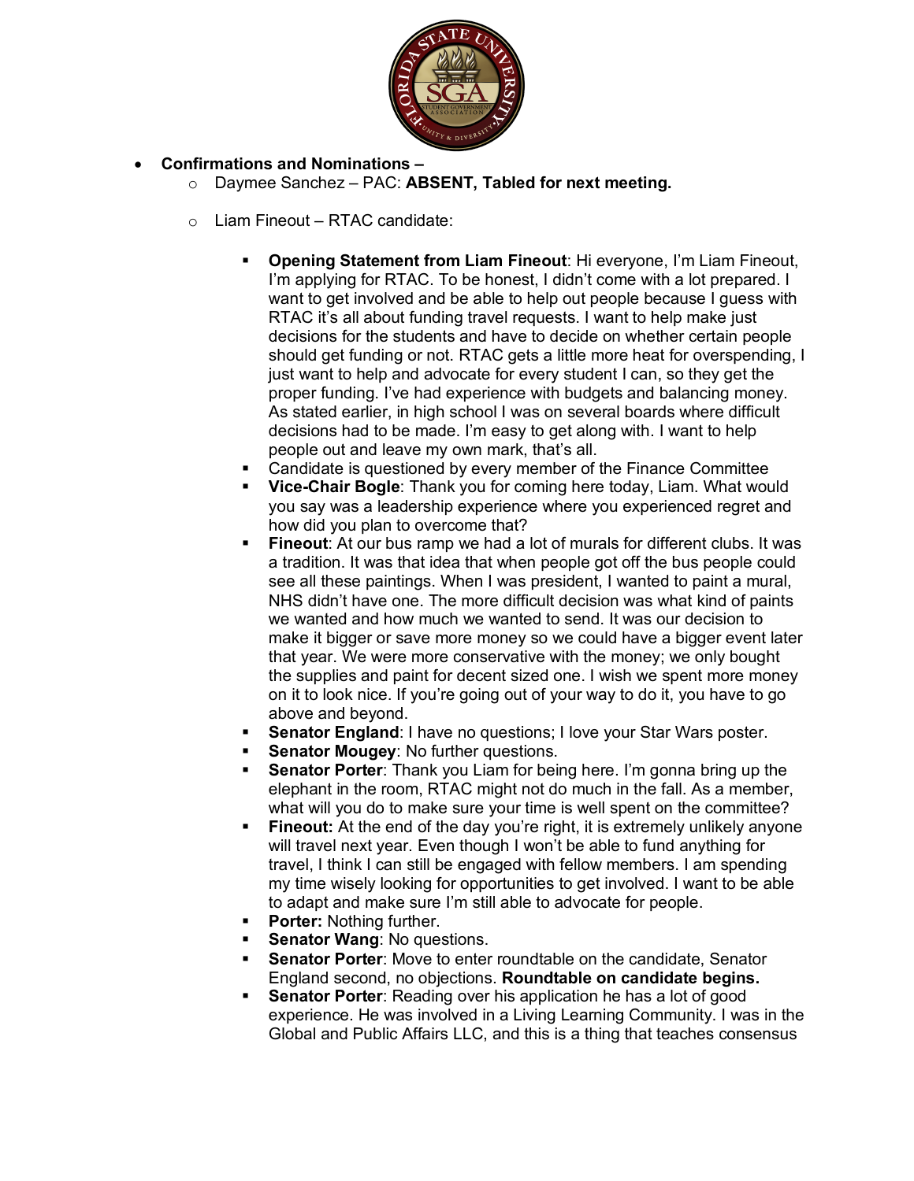- **Confirmations and Nominations –**
  - Daymee Sanchez – PAC: **ABSENT, Tabled for next meeting.**
  - Liam Fineout – RTAC candidate:
    - **Opening Statement from Liam Fineout**: Hi everyone, I'm Liam Fineout, I'm applying for RTAC. To be honest, I didn't come with a lot prepared. I want to get involved and be able to help out people because I guess with RTAC it's all about funding travel requests. I want to help make just decisions for the students and have to decide on whether certain people should get funding or not. RTAC gets a little more heat for overspending, I just want to help and advocate for every student I can, so they get the proper funding. I've had experience with budgets and balancing money. As stated earlier, in high school I was on several boards where difficult decisions had to be made. I'm easy to get along with. I want to help people out and leave my own mark, that's all.
    - Candidate is questioned by every member of the Finance Committee
    - **Vice-Chair Bogle**: Thank you for coming here today, Liam. What would you say was a leadership experience where you experienced regret and how did you plan to overcome that?
    - **Fineout**: At our bus ramp we had a lot of murals for different clubs. It was a tradition. It was that idea that when people got off the bus people could see all these paintings. When I was president, I wanted to paint a mural, NHS didn't have one. The more difficult decision was what kind of paints we wanted and how much we wanted to send. It was our decision to make it bigger or save more money so we could have a bigger event later that year. We were more conservative with the money; we only bought the supplies and paint for decent sized one. I wish we spent more money on it to look nice. If you're going out of your way to do it, you have to go above and beyond.
    - **Senator England**: I have no questions; I love your Star Wars poster.
    - **Senator Mougey**: No further questions.
    - **Senator Porter**: Thank you Liam for being here. I'm gonna bring up the elephant in the room, RTAC might not do much in the fall. As a member, what will you do to make sure your time is well spent on the committee?
    - **Fineout:** At the end of the day you're right, it is extremely unlikely anyone will travel next year. Even though I won't be able to fund anything for travel, I think I can still be engaged with fellow members. I am spending my time wisely looking for opportunities to get involved. I want to be able to adapt and make sure I'm still able to advocate for people.
    - **Porter:** Nothing further.
    - **Senator Wang**: No questions.
    - **Senator Porter**: Move to enter roundtable on the candidate, Senator England second, no objections. **Roundtable on candidate begins.**
    - **Senator Porter**: Reading over his application he has a lot of good experience. He was involved in a Living Learning Community. I was in the Global and Public Affairs LLC, and this is a thing that teaches consensus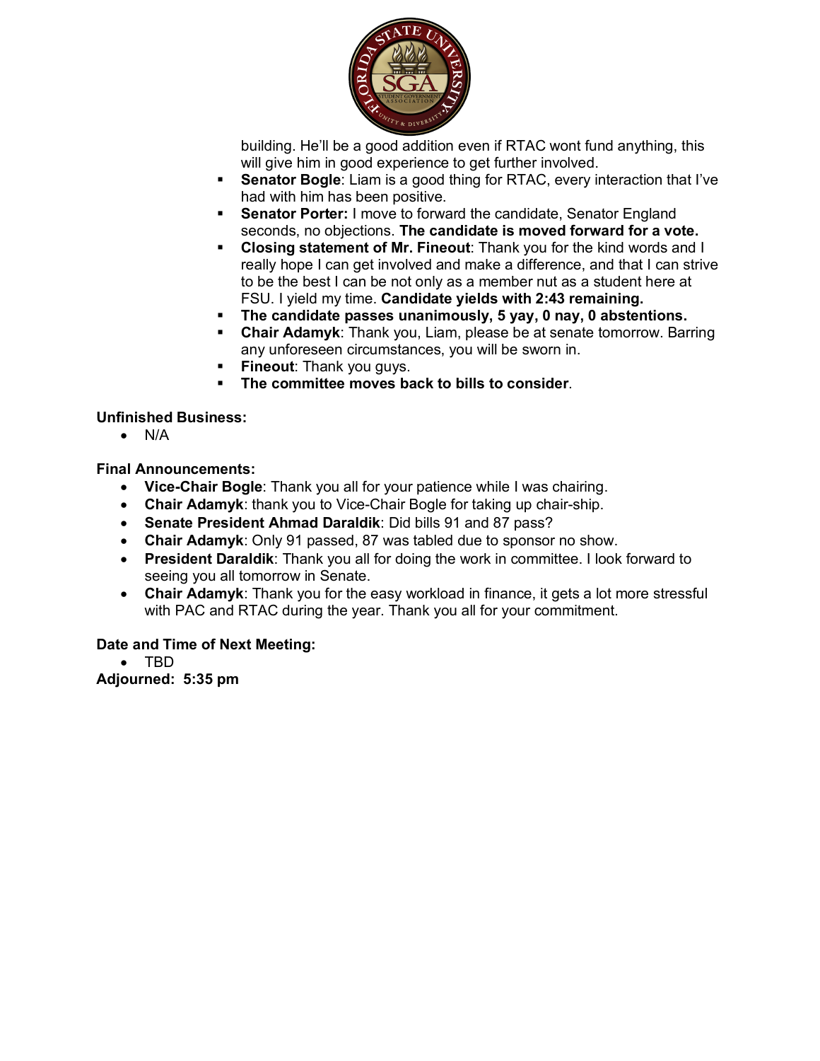building. He'll be a good addition even if RTAC wont fund anything, this will give him in good experience to get further involved.

- **Senator Bogle**: Liam is a good thing for RTAC, every interaction that I've had with him has been positive.
- **Senator Porter:** I move to forward the candidate, Senator England seconds, no objections. **The candidate is moved forward for a vote.**
- **Closing statement of Mr. Fineout**: Thank you for the kind words and I really hope I can get involved and make a difference, and that I can strive to be the best I can be not only as a member nut as a student here at FSU. I yield my time. **Candidate yields with 2:43 remaining.**
- **The candidate passes unanimously, 5 yay, 0 nay, 0 abstentions.**
- **Chair Adamyk**: Thank you, Liam, please be at senate tomorrow. Barring any unforeseen circumstances, you will be sworn in.
- **Fineout**: Thank you guys.
- **The committee moves back to bills to consider**.

**Unfinished Business:**

- N/A

**Final Announcements:**

- **Vice-Chair Bogle**: Thank you all for your patience while I was chairing.
- **Chair Adamyk**: thank you to Vice-Chair Bogle for taking up chair-ship.
- **Senate President Ahmad Daraldik**: Did bills 91 and 87 pass?
- **Chair Adamyk**: Only 91 passed, 87 was tabled due to sponsor no show.
- **President Daraldik**: Thank you all for doing the work in committee. I look forward to seeing you all tomorrow in Senate.
- **Chair Adamyk**: Thank you for the easy workload in finance, it gets a lot more stressful with PAC and RTAC during the year. Thank you all for your commitment.

**Date and Time of Next Meeting:**

- TBD

**Adjourned: 5:35 pm**